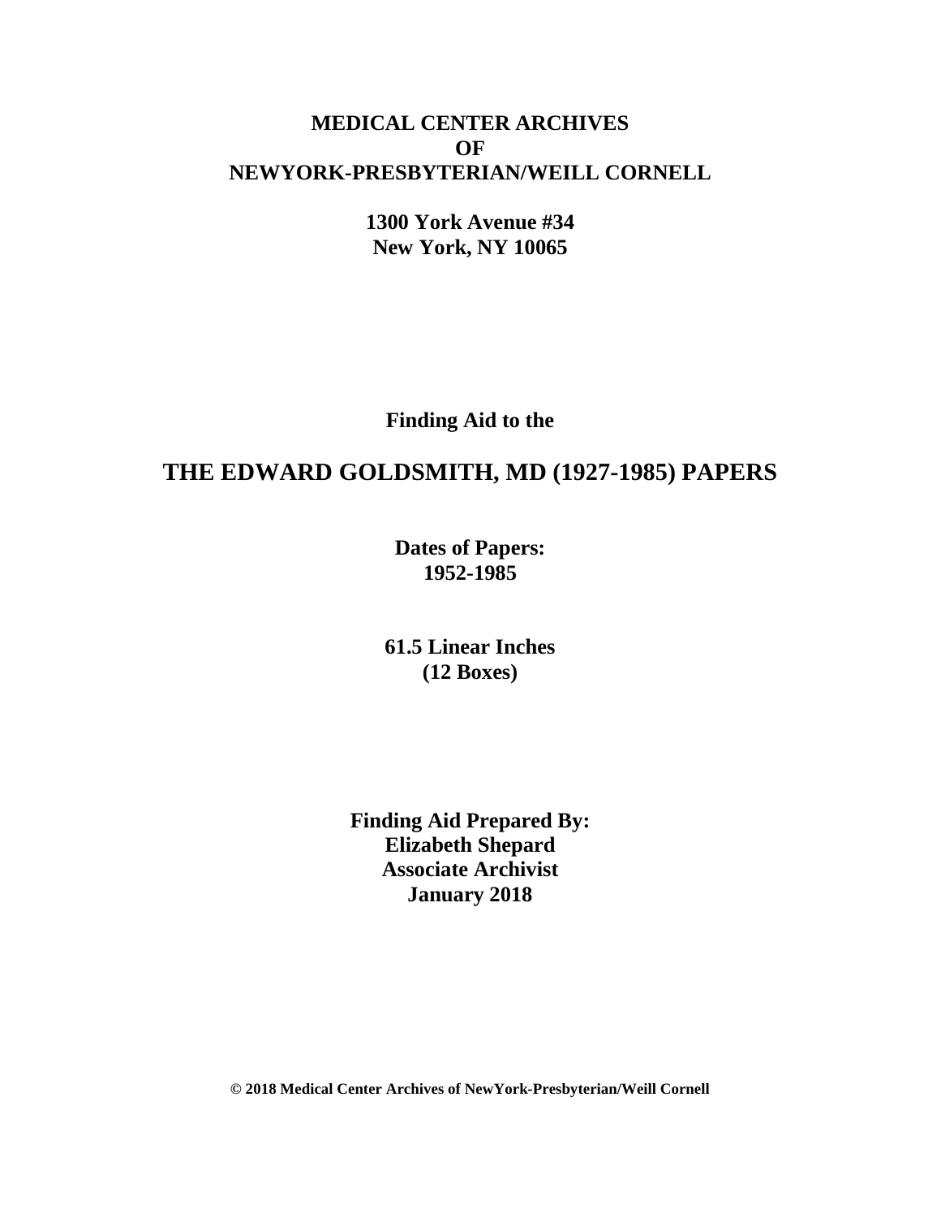**MEDICAL CENTER ARCHIVES**
**OF**
**NEWYORK-PRESBYTERIAN/WEILL CORNELL**

**1300 York Avenue #34**
**New York, NY 10065**

**Finding Aid to the**

# THE EDWARD GOLDSMITH, MD (1927-1985) PAPERS

**Dates of Papers:**
**1952-1985**

**61.5 Linear Inches**
**(12 Boxes)**

**Finding Aid Prepared By:**
**Elizabeth Shepard**
**Associate Archivist**
**January 2018**

**© 2018 Medical Center Archives of NewYork-Presbyterian/Weill Cornell**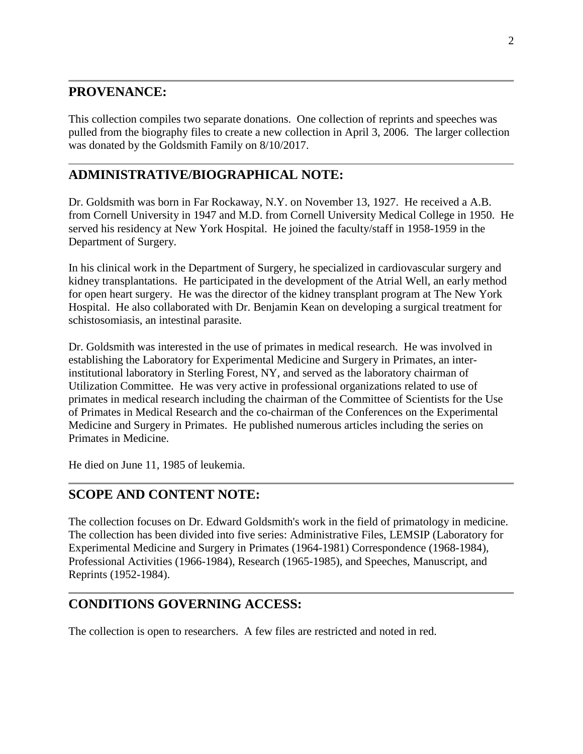## PROVENANCE:

This collection compiles two separate donations. One collection of reprints and speeches was pulled from the biography files to create a new collection in April 3, 2006. The larger collection was donated by the Goldsmith Family on 8/10/2017.

## ADMINISTRATIVE/BIOGRAPHICAL NOTE:

Dr. Goldsmith was born in Far Rockaway, N.Y. on November 13, 1927. He received a A.B. from Cornell University in 1947 and M.D. from Cornell University Medical College in 1950. He served his residency at New York Hospital. He joined the faculty/staff in 1958-1959 in the Department of Surgery.

In his clinical work in the Department of Surgery, he specialized in cardiovascular surgery and kidney transplantations. He participated in the development of the Atrial Well, an early method for open heart surgery. He was the director of the kidney transplant program at The New York Hospital. He also collaborated with Dr. Benjamin Kean on developing a surgical treatment for schistosomiasis, an intestinal parasite.

Dr. Goldsmith was interested in the use of primates in medical research. He was involved in establishing the Laboratory for Experimental Medicine and Surgery in Primates, an inter-institutional laboratory in Sterling Forest, NY, and served as the laboratory chairman of Utilization Committee. He was very active in professional organizations related to use of primates in medical research including the chairman of the Committee of Scientists for the Use of Primates in Medical Research and the co-chairman of the Conferences on the Experimental Medicine and Surgery in Primates. He published numerous articles including the series on Primates in Medicine.

He died on June 11, 1985 of leukemia.

## SCOPE AND CONTENT NOTE:

The collection focuses on Dr. Edward Goldsmith's work in the field of primatology in medicine. The collection has been divided into five series: Administrative Files, LEMSIP (Laboratory for Experimental Medicine and Surgery in Primates (1964-1981) Correspondence (1968-1984), Professional Activities (1966-1984), Research (1965-1985), and Speeches, Manuscript, and Reprints (1952-1984).

## CONDITIONS GOVERNING ACCESS:

The collection is open to researchers. A few files are restricted and noted in red.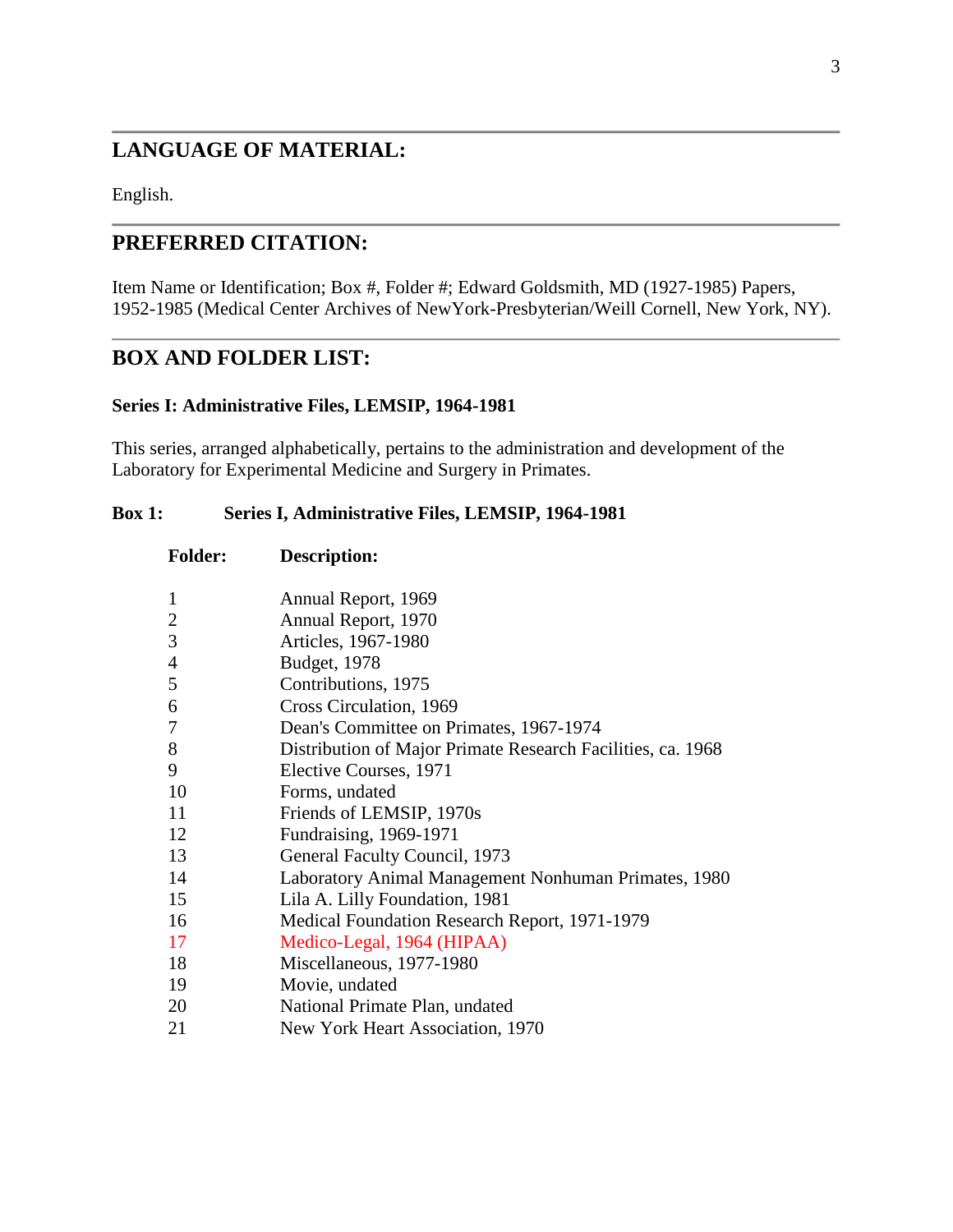## LANGUAGE OF MATERIAL:

English.

## PREFERRED CITATION:

Item Name or Identification; Box #, Folder #; Edward Goldsmith, MD (1927-1985) Papers, 1952-1985 (Medical Center Archives of NewYork-Presbyterian/Weill Cornell, New York, NY).

## BOX AND FOLDER LIST:

### Series I: Administrative Files, LEMSIP, 1964-1981

This series, arranged alphabetically, pertains to the administration and development of the Laboratory for Experimental Medicine and Surgery in Primates.

**Box 1: Series I, Administrative Files, LEMSIP, 1964-1981**

| Folder: | Description: |
|---|---|
| 1 | Annual Report, 1969 |
| 2 | Annual Report, 1970 |
| 3 | Articles, 1967-1980 |
| 4 | Budget, 1978 |
| 5 | Contributions, 1975 |
| 6 | Cross Circulation, 1969 |
| 7 | Dean's Committee on Primates, 1967-1974 |
| 8 | Distribution of Major Primate Research Facilities, ca. 1968 |
| 9 | Elective Courses, 1971 |
| 10 | Forms, undated |
| 11 | Friends of LEMSIP, 1970s |
| 12 | Fundraising, 1969-1971 |
| 13 | General Faculty Council, 1973 |
| 14 | Laboratory Animal Management Nonhuman Primates, 1980 |
| 15 | Lila A. Lilly Foundation, 1981 |
| 16 | Medical Foundation Research Report, 1971-1979 |
| 17 | Medico-Legal, 1964 (HIPAA) |
| 18 | Miscellaneous, 1977-1980 |
| 19 | Movie, undated |
| 20 | National Primate Plan, undated |
| 21 | New York Heart Association, 1970 |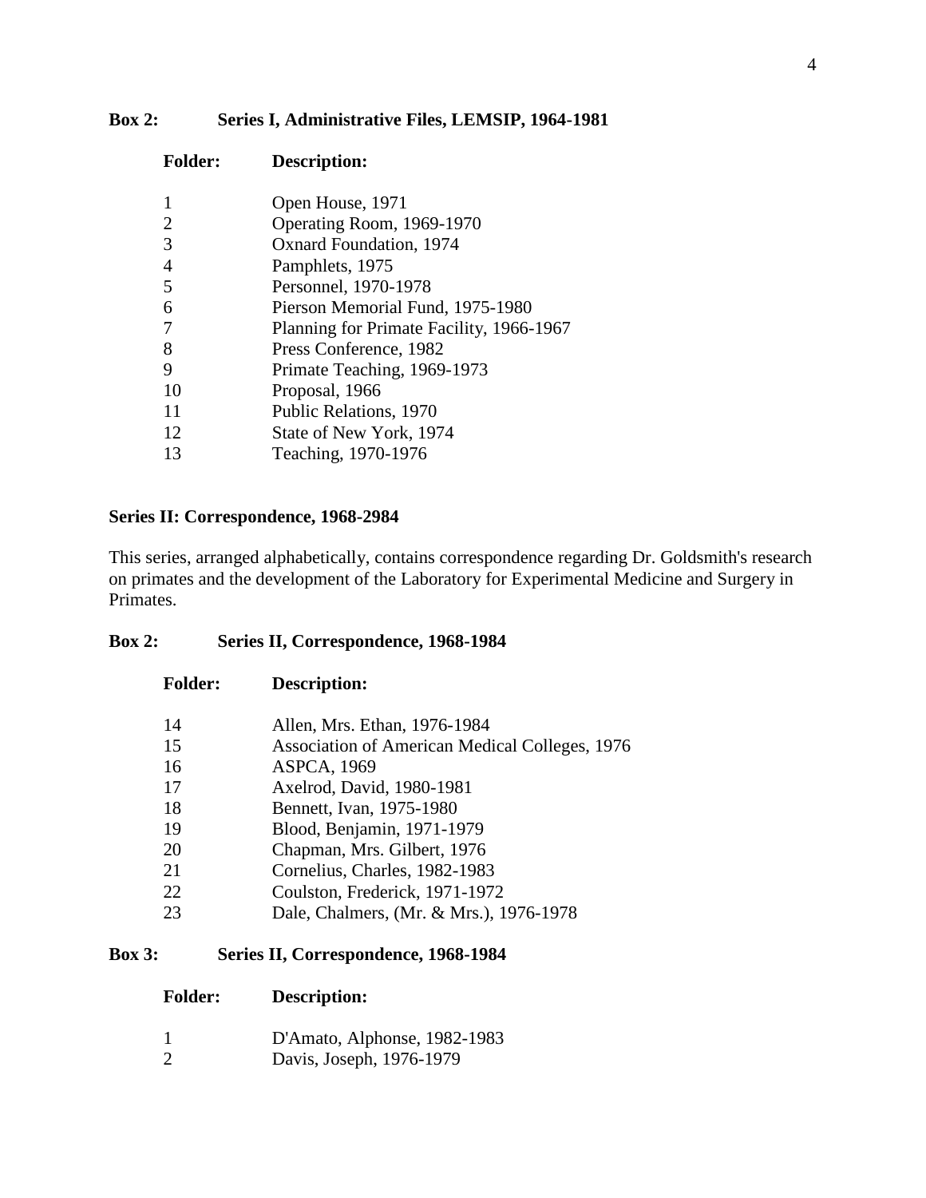**Box 2: Series I, Administrative Files, LEMSIP, 1964-1981**

| Folder: | Description: |
| --- | --- |
| 1 | Open House, 1971 |
| 2 | Operating Room, 1969-1970 |
| 3 | Oxnard Foundation, 1974 |
| 4 | Pamphlets, 1975 |
| 5 | Personnel, 1970-1978 |
| 6 | Pierson Memorial Fund, 1975-1980 |
| 7 | Planning for Primate Facility, 1966-1967 |
| 8 | Press Conference, 1982 |
| 9 | Primate Teaching, 1969-1973 |
| 10 | Proposal, 1966 |
| 11 | Public Relations, 1970 |
| 12 | State of New York, 1974 |
| 13 | Teaching, 1970-1976 |

## Series II: Correspondence, 1968-2984

This series, arranged alphabetically, contains correspondence regarding Dr. Goldsmith's research on primates and the development of the Laboratory for Experimental Medicine and Surgery in Primates.

**Box 2: Series II, Correspondence, 1968-1984**

| Folder: | Description: |
| --- | --- |
| 14 | Allen, Mrs. Ethan, 1976-1984 |
| 15 | Association of American Medical Colleges, 1976 |
| 16 | ASPCA, 1969 |
| 17 | Axelrod, David, 1980-1981 |
| 18 | Bennett, Ivan, 1975-1980 |
| 19 | Blood, Benjamin, 1971-1979 |
| 20 | Chapman, Mrs. Gilbert, 1976 |
| 21 | Cornelius, Charles, 1982-1983 |
| 22 | Coulston, Frederick, 1971-1972 |
| 23 | Dale, Chalmers, (Mr. & Mrs.), 1976-1978 |

**Box 3: Series II, Correspondence, 1968-1984**

| Folder: | Description: |
| --- | --- |
| 1 | D'Amato, Alphonse, 1982-1983 |
| 2 | Davis, Joseph, 1976-1979 |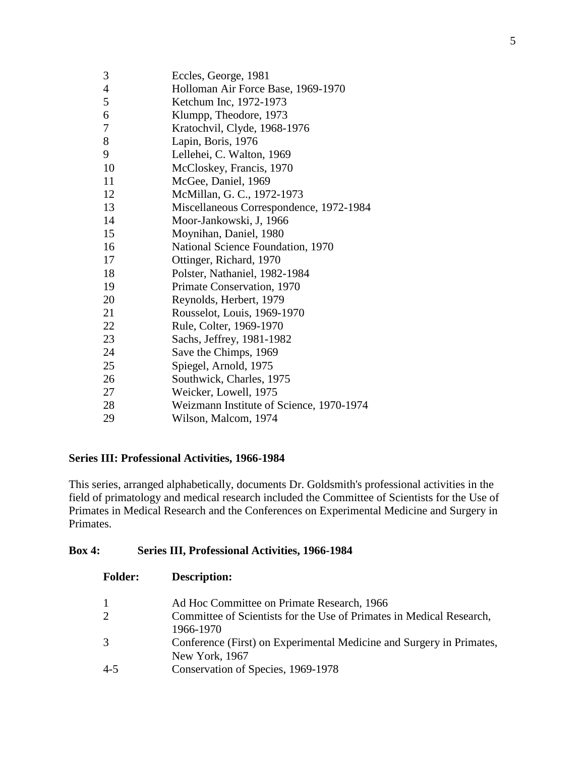| | |
|---|---|
| 3 | Eccles, George, 1981 |
| 4 | Holloman Air Force Base, 1969-1970 |
| 5 | Ketchum Inc, 1972-1973 |
| 6 | Klumpp, Theodore, 1973 |
| 7 | Kratochvil, Clyde, 1968-1976 |
| 8 | Lapin, Boris, 1976 |
| 9 | Lellehei, C. Walton, 1969 |
| 10 | McCloskey, Francis, 1970 |
| 11 | McGee, Daniel, 1969 |
| 12 | McMillan, G. C., 1972-1973 |
| 13 | Miscellaneous Correspondence, 1972-1984 |
| 14 | Moor-Jankowski, J, 1966 |
| 15 | Moynihan, Daniel, 1980 |
| 16 | National Science Foundation, 1970 |
| 17 | Ottinger, Richard, 1970 |
| 18 | Polster, Nathaniel, 1982-1984 |
| 19 | Primate Conservation, 1970 |
| 20 | Reynolds, Herbert, 1979 |
| 21 | Rousselot, Louis, 1969-1970 |
| 22 | Rule, Colter, 1969-1970 |
| 23 | Sachs, Jeffrey, 1981-1982 |
| 24 | Save the Chimps, 1969 |
| 25 | Spiegel, Arnold, 1975 |
| 26 | Southwick, Charles, 1975 |
| 27 | Weicker, Lowell, 1975 |
| 28 | Weizmann Institute of Science, 1970-1974 |
| 29 | Wilson, Malcom, 1974 |

**Series III: Professional Activities, 1966-1984**

This series, arranged alphabetically, documents Dr. Goldsmith's professional activities in the field of primatology and medical research included the Committee of Scientists for the Use of Primates in Medical Research and the Conferences on Experimental Medicine and Surgery in Primates.

**Box 4: Series III, Professional Activities, 1966-1984**

| **Folder:** | **Description:** |
|---|---|
| 1 | Ad Hoc Committee on Primate Research, 1966 |
| 2 | Committee of Scientists for the Use of Primates in Medical Research, 1966-1970 |
| 3 | Conference (First) on Experimental Medicine and Surgery in Primates, New York, 1967 |
| 4-5 | Conservation of Species, 1969-1978 |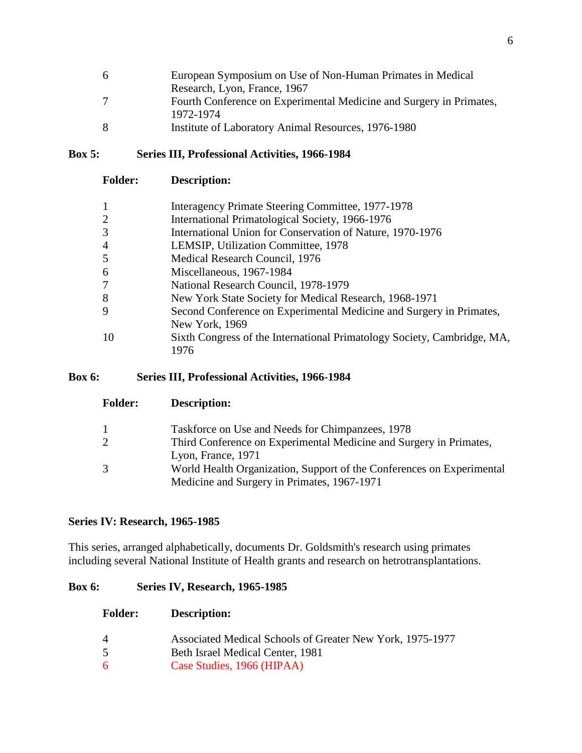| | |
|---|---|
| 6 | European Symposium on Use of Non-Human Primates in Medical Research, Lyon, France, 1967 |
| 7 | Fourth Conference on Experimental Medicine and Surgery in Primates, 1972-1974 |
| 8 | Institute of Laboratory Animal Resources, 1976-1980 |

**Box 5: Series III, Professional Activities, 1966-1984**

| **Folder:** | **Description:** |
|---|---|
| 1 | Interagency Primate Steering Committee, 1977-1978 |
| 2 | International Primatological Society, 1966-1976 |
| 3 | International Union for Conservation of Nature, 1970-1976 |
| 4 | LEMSIP, Utilization Committee, 1978 |
| 5 | Medical Research Council, 1976 |
| 6 | Miscellaneous, 1967-1984 |
| 7 | National Research Council, 1978-1979 |
| 8 | New York State Society for Medical Research, 1968-1971 |
| 9 | Second Conference on Experimental Medicine and Surgery in Primates, New York, 1969 |
| 10 | Sixth Congress of the International Primatology Society, Cambridge, MA, 1976 |

**Box 6: Series III, Professional Activities, 1966-1984**

| **Folder:** | **Description:** |
|---|---|
| 1 | Taskforce on Use and Needs for Chimpanzees, 1978 |
| 2 | Third Conference on Experimental Medicine and Surgery in Primates, Lyon, France, 1971 |
| 3 | World Health Organization, Support of the Conferences on Experimental Medicine and Surgery in Primates, 1967-1971 |

**Series IV: Research, 1965-1985**

This series, arranged alphabetically, documents Dr. Goldsmith's research using primates including several National Institute of Health grants and research on hetrotransplantations.

**Box 6: Series IV, Research, 1965-1985**

| **Folder:** | **Description:** |
|---|---|
| 4 | Associated Medical Schools of Greater New York, 1975-1977 |
| 5 | Beth Israel Medical Center, 1981 |
| 6 | Case Studies, 1966 (HIPAA) |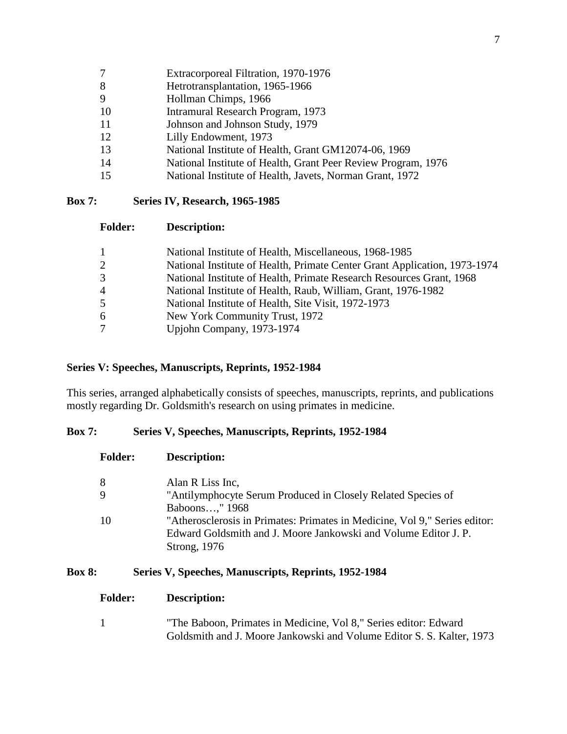| Folder: | Description: |
|---|---|
| 7 | Extracorporeal Filtration, 1970-1976 |
| 8 | Hetrotransplantation, 1965-1966 |
| 9 | Hollman Chimps, 1966 |
| 10 | Intramural Research Program, 1973 |
| 11 | Johnson and Johnson Study, 1979 |
| 12 | Lilly Endowment, 1973 |
| 13 | National Institute of Health, Grant GM12074-06, 1969 |
| 14 | National Institute of Health, Grant Peer Review Program, 1976 |
| 15 | National Institute of Health, Javets, Norman Grant, 1972 |

**Box 7: Series IV, Research, 1965-1985**

| Folder: | Description: |
|---|---|
| 1 | National Institute of Health, Miscellaneous, 1968-1985 |
| 2 | National Institute of Health, Primate Center Grant Application, 1973-1974 |
| 3 | National Institute of Health, Primate Research Resources Grant, 1968 |
| 4 | National Institute of Health, Raub, William, Grant, 1976-1982 |
| 5 | National Institute of Health, Site Visit, 1972-1973 |
| 6 | New York Community Trust, 1972 |
| 7 | Upjohn Company, 1973-1974 |

## Series V: Speeches, Manuscripts, Reprints, 1952-1984

This series, arranged alphabetically consists of speeches, manuscripts, reprints, and publications mostly regarding Dr. Goldsmith's research on using primates in medicine.

**Box 7: Series V, Speeches, Manuscripts, Reprints, 1952-1984**

| Folder: | Description: |
|---|---|
| 8 | Alan R Liss Inc, |
| 9 | "Antilymphocyte Serum Produced in Closely Related Species of Baboons…," 1968 |
| 10 | "Atherosclerosis in Primates: Primates in Medicine, Vol 9," Series editor: Edward Goldsmith and J. Moore Jankowski and Volume Editor J. P. Strong, 1976 |

**Box 8: Series V, Speeches, Manuscripts, Reprints, 1952-1984**

| Folder: | Description: |
|---|---|
| 1 | "The Baboon, Primates in Medicine, Vol 8," Series editor: Edward Goldsmith and J. Moore Jankowski and Volume Editor S. S. Kalter, 1973 |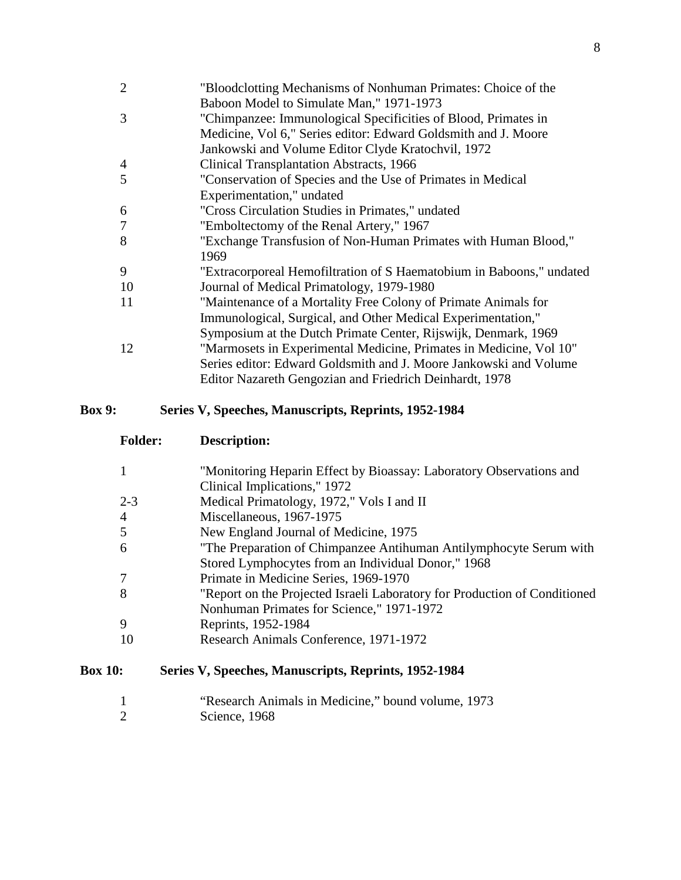| | |
|---|---|
| 2 | "Bloodclotting Mechanisms of Nonhuman Primates: Choice of the Baboon Model to Simulate Man," 1971-1973 |
| 3 | "Chimpanzee: Immunological Specificities of Blood, Primates in Medicine, Vol 6," Series editor: Edward Goldsmith and J. Moore Jankowski and Volume Editor Clyde Kratochvil, 1972 |
| 4 | Clinical Transplantation Abstracts, 1966 |
| 5 | "Conservation of Species and the Use of Primates in Medical Experimentation," undated |
| 6 | "Cross Circulation Studies in Primates," undated |
| 7 | "Emboltectomy of the Renal Artery," 1967 |
| 8 | "Exchange Transfusion of Non-Human Primates with Human Blood," 1969 |
| 9 | "Extracorporeal Hemofiltration of S Haematobium in Baboons," undated |
| 10 | Journal of Medical Primatology, 1979-1980 |
| 11 | "Maintenance of a Mortality Free Colony of Primate Animals for Immunological, Surgical, and Other Medical Experimentation," Symposium at the Dutch Primate Center, Rijswijk, Denmark, 1969 |
| 12 | "Marmosets in Experimental Medicine, Primates in Medicine, Vol 10" Series editor: Edward Goldsmith and J. Moore Jankowski and Volume Editor Nazareth Gengozian and Friedrich Deinhardt, 1978 |

**Box 9: Series V, Speeches, Manuscripts, Reprints, 1952-1984**

| Folder: | Description: |
|---|---|
| 1 | "Monitoring Heparin Effect by Bioassay: Laboratory Observations and Clinical Implications," 1972 |
| 2-3 | Medical Primatology, 1972," Vols I and II |
| 4 | Miscellaneous, 1967-1975 |
| 5 | New England Journal of Medicine, 1975 |
| 6 | "The Preparation of Chimpanzee Antihuman Antilymphocyte Serum with Stored Lymphocytes from an Individual Donor," 1968 |
| 7 | Primate in Medicine Series, 1969-1970 |
| 8 | "Report on the Projected Israeli Laboratory for Production of Conditioned Nonhuman Primates for Science," 1971-1972 |
| 9 | Reprints, 1952-1984 |
| 10 | Research Animals Conference, 1971-1972 |

**Box 10: Series V, Speeches, Manuscripts, Reprints, 1952-1984**

| | |
|---|---|
| 1 | "Research Animals in Medicine," bound volume, 1973 |
| 2 | Science, 1968 |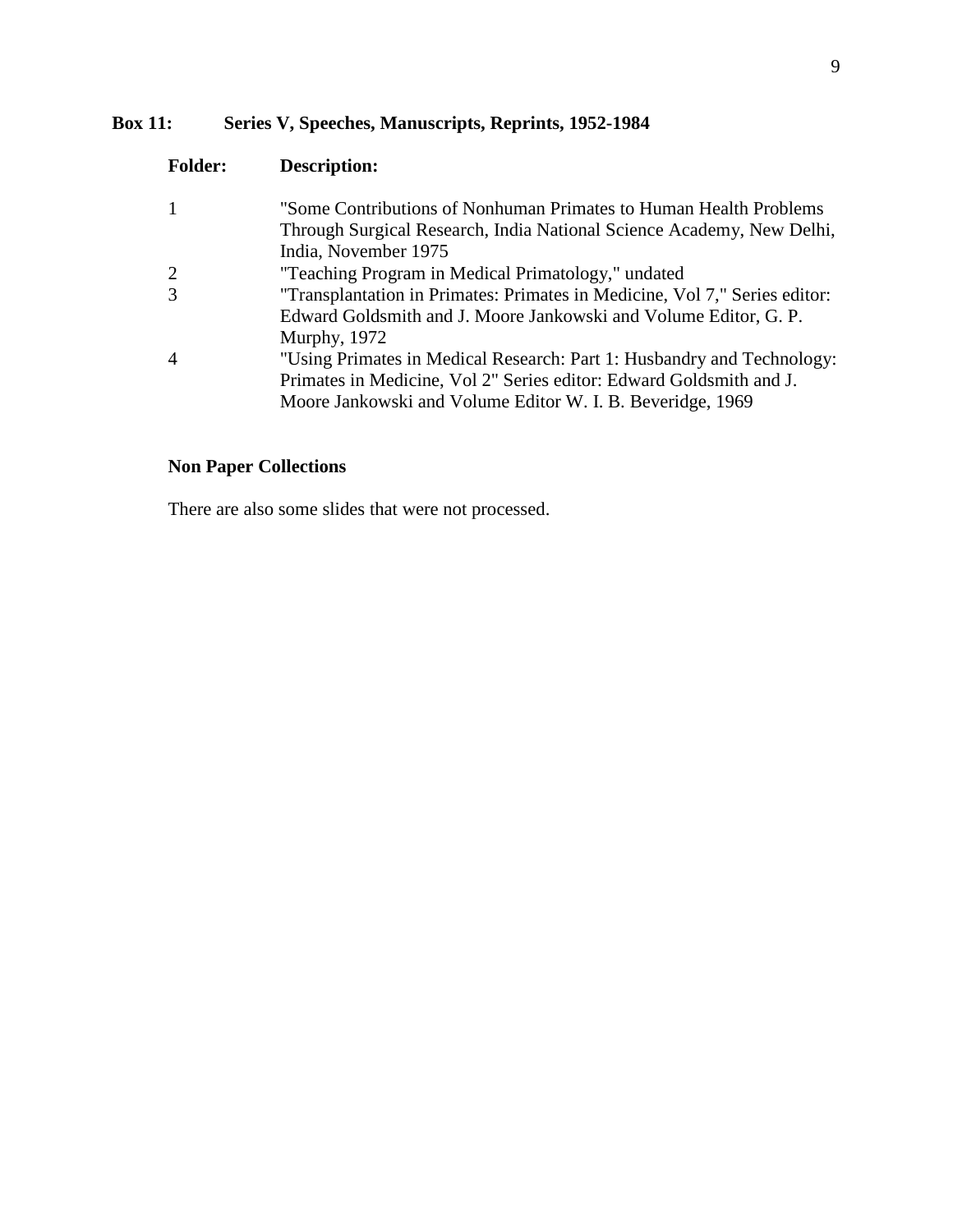**Box 11: Series V, Speeches, Manuscripts, Reprints, 1952-1984**

| Folder: | Description: |
| --- | --- |
| 1 | "Some Contributions of Nonhuman Primates to Human Health Problems Through Surgical Research, India National Science Academy, New Delhi, India, November 1975 |
| 2 | "Teaching Program in Medical Primatology," undated |
| 3 | "Transplantation in Primates: Primates in Medicine, Vol 7," Series editor: Edward Goldsmith and J. Moore Jankowski and Volume Editor, G. P. Murphy, 1972 |
| 4 | "Using Primates in Medical Research: Part 1: Husbandry and Technology: Primates in Medicine, Vol 2" Series editor: Edward Goldsmith and J. Moore Jankowski and Volume Editor W. I. B. Beveridge, 1969 |

**Non Paper Collections**

There are also some slides that were not processed.